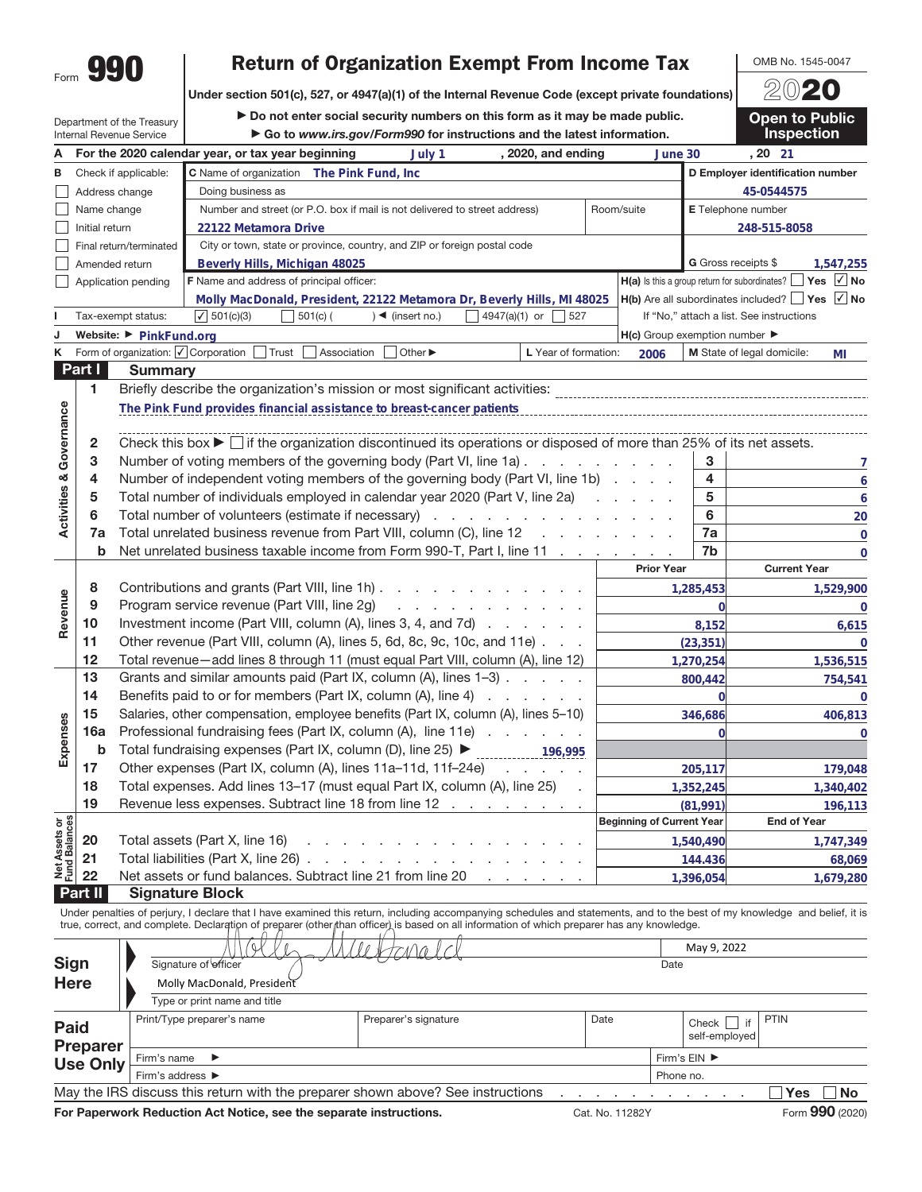Form **990**

# Return of Organization Exempt From Income Tax

**Under section 501(c), 527, or 4947(a)(1) of the Internal Revenue Code (except private foundations)**

▶ Do not enter social security numbers on this form as it may be made public.

▶ Go to *www.irs.gov/Form990* for instructions and the latest information.

Department of the Treasury
Internal Revenue Service

OMB No. 1545-0047

**2020**

**Open to Public Inspection**

**A** For the 2020 calendar year, or tax year beginning July 1, 2020, and ending June 30, 20 21

**B** Check if applicable:
- ☐ Address change
- ☐ Name change
- ☐ Initial return
- ☐ Final return/terminated
- ☐ Amended return
- ☐ Application pending

**C** Name of organization: The Pink Fund, Inc

Doing business as

Number and street (or P.O. box if mail is not delivered to street address): 22122 Metamora Drive — Room/suite:

City or town, state or province, country, and ZIP or foreign postal code: Beverly Hills, Michigan 48025

**D** Employer identification number: 45-0544575

**E** Telephone number: 248-515-8058

**G** Gross receipts $ 1,547,255

**F** Name and address of principal officer: Molly MacDonald, President, 22122 Metamora Dr, Beverly Hills, MI 48025

**H(a)** Is this a group return for subordinates? ☐ Yes ☑ No

**H(b)** Are all subordinates included? ☐ Yes ☑ No — If "No," attach a list. See instructions

**H(c)** Group exemption number ▶

**I** Tax-exempt status: ☑ 501(c)(3) ☐ 501(c) ( ) ◀ (insert no.) ☐ 4947(a)(1) or ☐ 527

**J** Website: ▶ PinkFund.org

**K** Form of organization: ☑ Corporation ☐ Trust ☐ Association ☐ Other ▶

**L** Year of formation: 2006

**M** State of legal domicile: MI

## Part I Summary

**Activities & Governance**

1 Briefly describe the organization's mission or most significant activities: The Pink Fund provides financial assistance to breast-cancer patients

2 Check this box ▶ ☐ if the organization discontinued its operations or disposed of more than 25% of its net assets.

| | | | |
|---|---|---|---|
| 3 | Number of voting members of the governing body (Part VI, line 1a) | 3 | 7 |
| 4 | Number of independent voting members of the governing body (Part VI, line 1b) | 4 | 6 |
| 5 | Total number of individuals employed in calendar year 2020 (Part V, line 2a) | 5 | 6 |
| 6 | Total number of volunteers (estimate if necessary) | 6 | 20 |
| 7a | Total unrelated business revenue from Part VIII, column (C), line 12 | 7a | 0 |
| b | Net unrelated business taxable income from Form 990-T, Part I, line 11 | 7b | 0 |

| | | | Prior Year | Current Year |
|---|---|---|---|---|
| **Revenue** | 8 | Contributions and grants (Part VIII, line 1h) | 1,285,453 | 1,529,900 |
| | 9 | Program service revenue (Part VIII, line 2g) | 0 | 0 |
| | 10 | Investment income (Part VIII, column (A), lines 3, 4, and 7d) | 8,152 | 6,615 |
| | 11 | Other revenue (Part VIII, column (A), lines 5, 6d, 8c, 9c, 10c, and 11e) | (23,351) | 0 |
| | 12 | Total revenue—add lines 8 through 11 (must equal Part VIII, column (A), line 12) | 1,270,254 | 1,536,515 |
| **Expenses** | 13 | Grants and similar amounts paid (Part IX, column (A), lines 1–3) | 800,442 | 754,541 |
| | 14 | Benefits paid to or for members (Part IX, column (A), line 4) | 0 | 0 |
| | 15 | Salaries, other compensation, employee benefits (Part IX, column (A), lines 5–10) | 346,686 | 406,813 |
| | 16a | Professional fundraising fees (Part IX, column (A), line 11e) | 0 | 0 |
| | b | Total fundraising expenses (Part IX, column (D), line 25) ▶ 196,995 | | |
| | 17 | Other expenses (Part IX, column (A), lines 11a–11d, 11f–24e) | 205,117 | 179,048 |
| | 18 | Total expenses. Add lines 13–17 (must equal Part IX, column (A), line 25) | 1,352,245 | 1,340,402 |
| | 19 | Revenue less expenses. Subtract line 18 from line 12 | (81,991) | 196,113 |

| | | | Beginning of Current Year | End of Year |
|---|---|---|---|---|
| **Net Assets or Fund Balances** | 20 | Total assets (Part X, line 16) | 1,540,490 | 1,747,349 |
| | 21 | Total liabilities (Part X, line 26) | 144.436 | 68,069 |
| | 22 | Net assets or fund balances. Subtract line 21 from line 20 | 1,396,054 | 1,679,280 |

## Part II Signature Block

Under penalties of perjury, I declare that I have examined this return, including accompanying schedules and statements, and to the best of my knowledge and belief, it is true, correct, and complete. Declaration of preparer (other than officer) is based on all information of which preparer has any knowledge.

**Sign Here**

Signature of officer: Molly MacDonald — Date: May 9, 2022

Type or print name and title: Molly MacDonald, President

**Paid Preparer Use Only**

| Print/Type preparer's name | Preparer's signature | Date | Check ☐ if self-employed | PTIN |
|---|---|---|---|---|
| | | | | |

Firm's name ▶ — Firm's EIN ▶

Firm's address ▶ — Phone no.

May the IRS discuss this return with the preparer shown above? See instructions ☐ Yes ☐ No

**For Paperwork Reduction Act Notice, see the separate instructions.** Cat. No. 11282Y Form **990** (2020)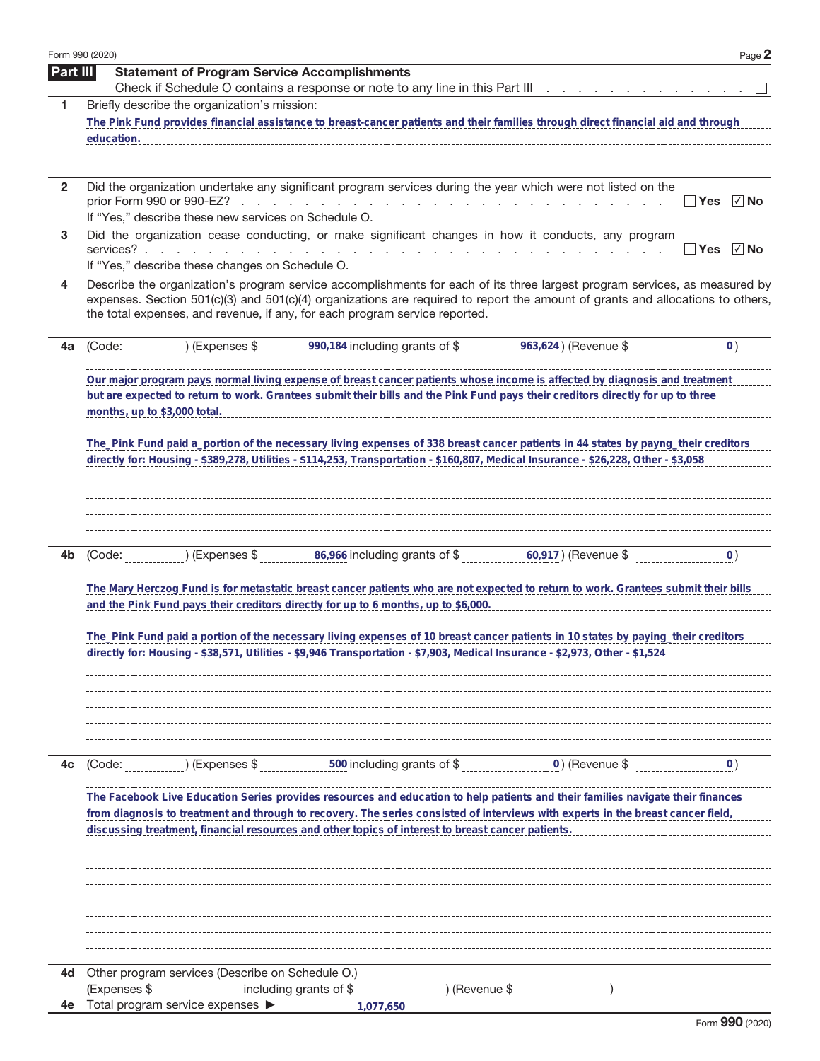## Part III Statement of Program Service Accomplishments

Check if Schedule O contains a response or note to any line in this Part III . . . . . . . . . . . . . . ☐

**1** Briefly describe the organization's mission:

The Pink Fund provides financial assistance to breast-cancer patients and their families through direct financial aid and through education.

**2** Did the organization undertake any significant program services during the year which were not listed on the prior Form 990 or 990-EZ? . . . . . . . . . . . . . . . . . . . . . . . . . ☐ Yes ☑ No

If "Yes," describe these new services on Schedule O.

**3** Did the organization cease conducting, or make significant changes in how it conducts, any program services? . . . . . . . . . . . . . . . . . . . . . . . . . . . . . . ☐ Yes ☑ No

If "Yes," describe these changes on Schedule O.

**4** Describe the organization's program service accomplishments for each of its three largest program services, as measured by expenses. Section 501(c)(3) and 501(c)(4) organizations are required to report the amount of grants and allocations to others, the total expenses, and revenue, if any, for each program service reported.

**4a** (Code: ) (Expenses $ 990,184 including grants of $ 963,624 ) (Revenue $ 0 )

Our major program pays normal living expense of breast cancer patients whose income is affected by diagnosis and treatment but are expected to return to work. Grantees submit their bills and the Pink Fund pays their creditors directly for up to three months, up to $3,000 total.

The_Pink Fund paid a_portion of the necessary living expenses of 338 breast cancer patients in 44 states by payng_their creditors directly for: Housing - $389,278, Utilities - $114,253, Transportation - $160,807, Medical Insurance - $26,228, Other - $3,058

**4b** (Code: ) (Expenses $ 86,966 including grants of $ 60,917 ) (Revenue $ 0 )

The Mary Herczog Fund is for metastatic breast cancer patients who are not expected to return to work. Grantees submit their bills and the Pink Fund pays their creditors directly for up to 6 months, up to $6,000.

The_Pink Fund paid a portion of the necessary living expenses of 10 breast cancer patients in 10 states by paying_their creditors directly for: Housing - $38,571, Utilities - $9,946 Transportation - $7,903, Medical Insurance - $2,973, Other - $1,524

**4c** (Code: ) (Expenses $ 500 including grants of $ 0 ) (Revenue $ 0 )

The Facebook Live Education Series provides resources and education to help patients and their families navigate their finances from diagnosis to treatment and through to recovery. The series consisted of interviews with experts in the breast cancer field, discussing treatment, financial resources and other topics of interest to breast cancer patients.

**4d** Other program services (Describe on Schedule O.)
(Expenses $ including grants of $ ) (Revenue $ )

**4e** Total program service expenses ▶ 1,077,650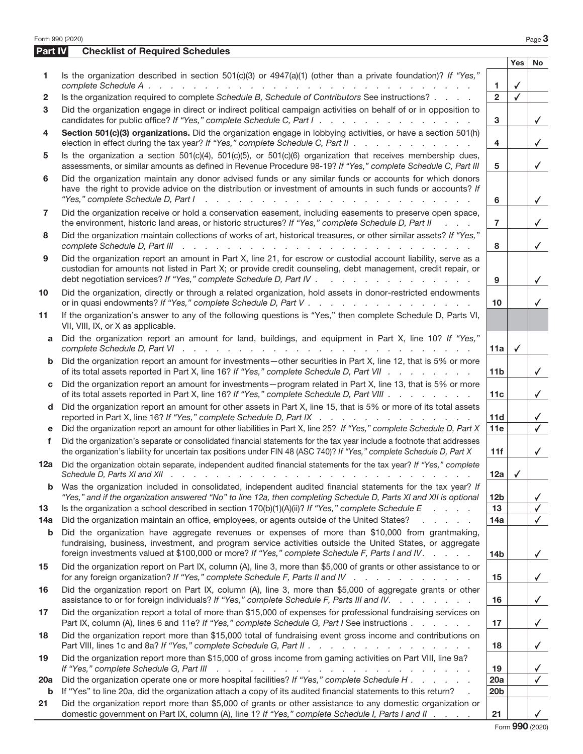## Part IV Checklist of Required Schedules

| | | | Yes | No |
|---|---|---|---|---|
| 1 | Is the organization described in section 501(c)(3) or 4947(a)(1) (other than a private foundation)? *If "Yes," complete Schedule A* | 1 | ✓ | |
| 2 | Is the organization required to complete *Schedule B, Schedule of Contributors* See instructions? | 2 | ✓ | |
| 3 | Did the organization engage in direct or indirect political campaign activities on behalf of or in opposition to candidates for public office? *If "Yes," complete Schedule C, Part I* | 3 | | ✓ |
| 4 | **Section 501(c)(3) organizations.** Did the organization engage in lobbying activities, or have a section 501(h) election in effect during the tax year? *If "Yes," complete Schedule C, Part II* | 4 | | ✓ |
| 5 | Is the organization a section 501(c)(4), 501(c)(5), or 501(c)(6) organization that receives membership dues, assessments, or similar amounts as defined in Revenue Procedure 98-19? *If "Yes," complete Schedule C, Part III* | 5 | | ✓ |
| 6 | Did the organization maintain any donor advised funds or any similar funds or accounts for which donors have the right to provide advice on the distribution or investment of amounts in such funds or accounts? *If "Yes," complete Schedule D, Part I* | 6 | | ✓ |
| 7 | Did the organization receive or hold a conservation easement, including easements to preserve open space, the environment, historic land areas, or historic structures? *If "Yes," complete Schedule D, Part II* | 7 | | ✓ |
| 8 | Did the organization maintain collections of works of art, historical treasures, or other similar assets? *If "Yes," complete Schedule D, Part III* | 8 | | ✓ |
| 9 | Did the organization report an amount in Part X, line 21, for escrow or custodial account liability, serve as a custodian for amounts not listed in Part X; or provide credit counseling, debt management, credit repair, or debt negotiation services? *If "Yes," complete Schedule D, Part IV* | 9 | | ✓ |
| 10 | Did the organization, directly or through a related organization, hold assets in donor-restricted endowments or in quasi endowments? *If "Yes," complete Schedule D, Part V* | 10 | | ✓ |
| 11 | If the organization's answer to any of the following questions is "Yes," then complete Schedule D, Parts VI, VII, VIII, IX, or X as applicable. | | | |
| a | Did the organization report an amount for land, buildings, and equipment in Part X, line 10? *If "Yes," complete Schedule D, Part VI* | 11a | ✓ | |
| b | Did the organization report an amount for investments—other securities in Part X, line 12, that is 5% or more of its total assets reported in Part X, line 16? *If "Yes," complete Schedule D, Part VII* | 11b | | ✓ |
| c | Did the organization report an amount for investments—program related in Part X, line 13, that is 5% or more of its total assets reported in Part X, line 16? *If "Yes," complete Schedule D, Part VIII* | 11c | | ✓ |
| d | Did the organization report an amount for other assets in Part X, line 15, that is 5% or more of its total assets reported in Part X, line 16? *If "Yes," complete Schedule D, Part IX* | 11d | | ✓ |
| e | Did the organization report an amount for other liabilities in Part X, line 25? *If "Yes," complete Schedule D, Part X* | 11e | | ✓ |
| f | Did the organization's separate or consolidated financial statements for the tax year include a footnote that addresses the organization's liability for uncertain tax positions under FIN 48 (ASC 740)? *If "Yes," complete Schedule D, Part X* | 11f | | ✓ |
| 12a | Did the organization obtain separate, independent audited financial statements for the tax year? *If "Yes," complete Schedule D, Parts XI and XII* | 12a | ✓ | |
| b | Was the organization included in consolidated, independent audited financial statements for the tax year? *If "Yes," and if the organization answered "No" to line 12a, then completing Schedule D, Parts XI and XII is optional* | 12b | | ✓ |
| 13 | Is the organization a school described in section 170(b)(1)(A)(ii)? *If "Yes," complete Schedule E* | 13 | | ✓ |
| 14a | Did the organization maintain an office, employees, or agents outside of the United States? | 14a | | ✓ |
| b | Did the organization have aggregate revenues or expenses of more than $10,000 from grantmaking, fundraising, business, investment, and program service activities outside the United States, or aggregate foreign investments valued at $100,000 or more? *If "Yes," complete Schedule F, Parts I and IV* | 14b | | ✓ |
| 15 | Did the organization report on Part IX, column (A), line 3, more than $5,000 of grants or other assistance to or for any foreign organization? *If "Yes," complete Schedule F, Parts II and IV* | 15 | | ✓ |
| 16 | Did the organization report on Part IX, column (A), line 3, more than $5,000 of aggregate grants or other assistance to or for foreign individuals? *If "Yes," complete Schedule F, Parts III and IV.* | 16 | | ✓ |
| 17 | Did the organization report a total of more than $15,000 of expenses for professional fundraising services on Part IX, column (A), lines 6 and 11e? *If "Yes," complete Schedule G, Part I* See instructions | 17 | | ✓ |
| 18 | Did the organization report more than $15,000 total of fundraising event gross income and contributions on Part VIII, lines 1c and 8a? *If "Yes," complete Schedule G, Part II* | 18 | | ✓ |
| 19 | Did the organization report more than $15,000 of gross income from gaming activities on Part VIII, line 9a? *If "Yes," complete Schedule G, Part III* | 19 | | ✓ |
| 20a | Did the organization operate one or more hospital facilities? *If "Yes," complete Schedule H* | 20a | | ✓ |
| b | If "Yes" to line 20a, did the organization attach a copy of its audited financial statements to this return? | 20b | | |
| 21 | Did the organization report more than $5,000 of grants or other assistance to any domestic organization or domestic government on Part IX, column (A), line 1? *If "Yes," complete Schedule I, Parts I and II* | 21 | | ✓ |

Form **990** (2020)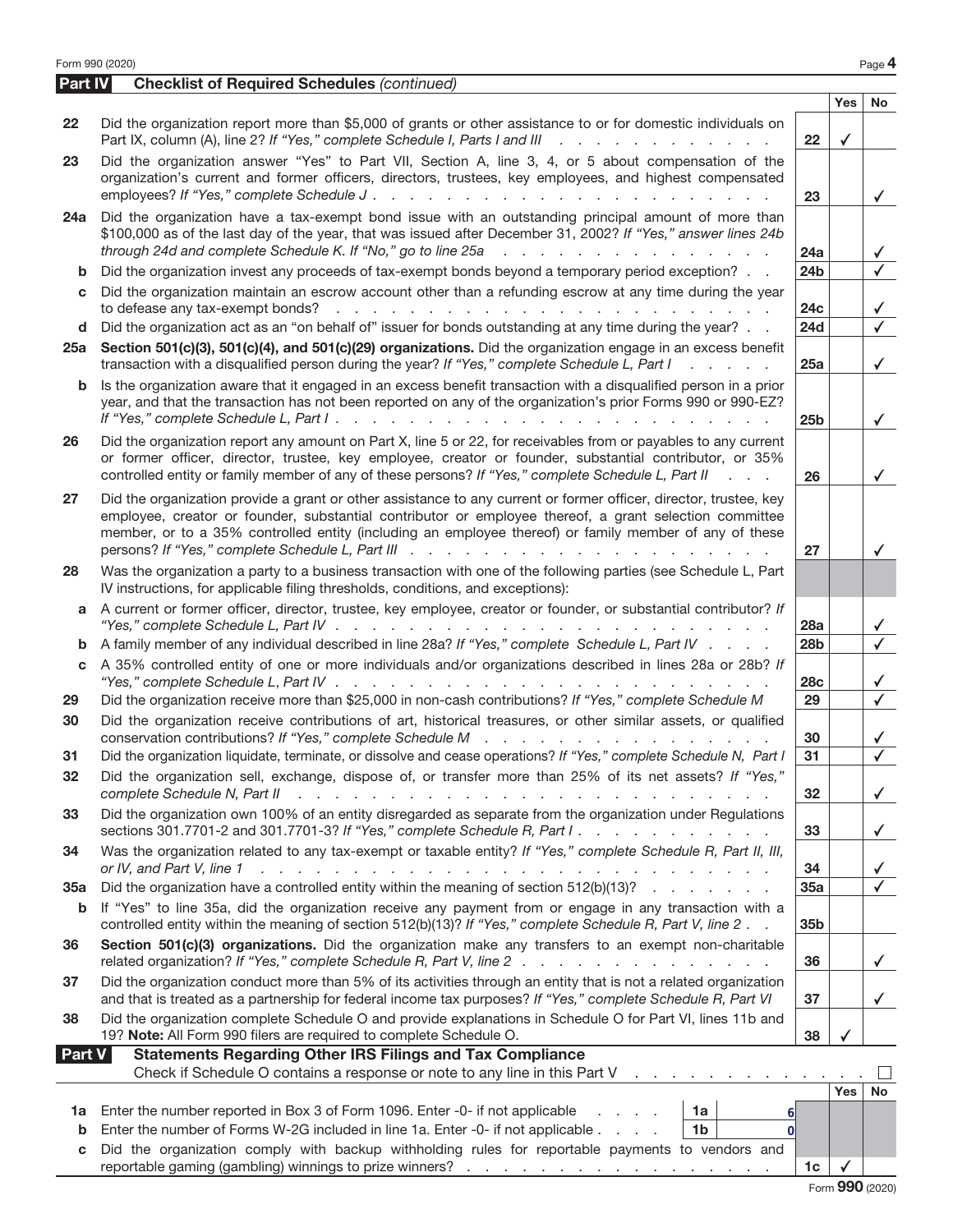## Part IV Checklist of Required Schedules *(continued)*

| | | | Yes | No |
|---|---|---|---|---|
| **22** | Did the organization report more than $5,000 of grants or other assistance to or for domestic individuals on Part IX, column (A), line 2? *If "Yes," complete Schedule I, Parts I and III* | 22 | ✓ | |
| **23** | Did the organization answer "Yes" to Part VII, Section A, line 3, 4, or 5 about compensation of the organization's current and former officers, directors, trustees, key employees, and highest compensated employees? *If "Yes," complete Schedule J* | 23 | | ✓ |
| **24a** | Did the organization have a tax-exempt bond issue with an outstanding principal amount of more than $100,000 as of the last day of the year, that was issued after December 31, 2002? *If "Yes," answer lines 24b through 24d and complete Schedule K. If "No," go to line 25a* | 24a | | ✓ |
| **b** | Did the organization invest any proceeds of tax-exempt bonds beyond a temporary period exception? | 24b | | ✓ |
| **c** | Did the organization maintain an escrow account other than a refunding escrow at any time during the year to defease any tax-exempt bonds? | 24c | | ✓ |
| **d** | Did the organization act as an "on behalf of" issuer for bonds outstanding at any time during the year? | 24d | | ✓ |
| **25a** | **Section 501(c)(3), 501(c)(4), and 501(c)(29) organizations.** Did the organization engage in an excess benefit transaction with a disqualified person during the year? *If "Yes," complete Schedule L, Part I* | 25a | | ✓ |
| **b** | Is the organization aware that it engaged in an excess benefit transaction with a disqualified person in a prior year, and that the transaction has not been reported on any of the organization's prior Forms 990 or 990-EZ? *If "Yes," complete Schedule L, Part I* | 25b | | ✓ |
| **26** | Did the organization report any amount on Part X, line 5 or 22, for receivables from or payables to any current or former officer, director, trustee, key employee, creator or founder, substantial contributor, or 35% controlled entity or family member of any of these persons? *If "Yes," complete Schedule L, Part II* | 26 | | ✓ |
| **27** | Did the organization provide a grant or other assistance to any current or former officer, director, trustee, key employee, creator or founder, substantial contributor or employee thereof, a grant selection committee member, or to a 35% controlled entity (including an employee thereof) or family member of any of these persons? *If "Yes," complete Schedule L, Part III* | 27 | | ✓ |
| **28** | Was the organization a party to a business transaction with one of the following parties (see Schedule L, Part IV instructions, for applicable filing thresholds, conditions, and exceptions): | | | |
| **a** | A current or former officer, director, trustee, key employee, creator or founder, or substantial contributor? *If "Yes," complete Schedule L, Part IV* | 28a | | ✓ |
| **b** | A family member of any individual described in line 28a? *If "Yes," complete Schedule L, Part IV* | 28b | | ✓ |
| **c** | A 35% controlled entity of one or more individuals and/or organizations described in lines 28a or 28b? *If "Yes," complete Schedule L, Part IV* | 28c | | ✓ |
| **29** | Did the organization receive more than $25,000 in non-cash contributions? *If "Yes," complete Schedule M* | 29 | | ✓ |
| **30** | Did the organization receive contributions of art, historical treasures, or other similar assets, or qualified conservation contributions? *If "Yes," complete Schedule M* | 30 | | ✓ |
| **31** | Did the organization liquidate, terminate, or dissolve and cease operations? *If "Yes," complete Schedule N, Part I* | 31 | | ✓ |
| **32** | Did the organization sell, exchange, dispose of, or transfer more than 25% of its net assets? *If "Yes," complete Schedule N, Part II* | 32 | | ✓ |
| **33** | Did the organization own 100% of an entity disregarded as separate from the organization under Regulations sections 301.7701-2 and 301.7701-3? *If "Yes," complete Schedule R, Part I* | 33 | | ✓ |
| **34** | Was the organization related to any tax-exempt or taxable entity? *If "Yes," complete Schedule R, Part II, III, or IV, and Part V, line 1* | 34 | | ✓ |
| **35a** | Did the organization have a controlled entity within the meaning of section 512(b)(13)? | 35a | | ✓ |
| **b** | If "Yes" to line 35a, did the organization receive any payment from or engage in any transaction with a controlled entity within the meaning of section 512(b)(13)? *If "Yes," complete Schedule R, Part V, line 2* | 35b | | |
| **36** | **Section 501(c)(3) organizations.** Did the organization make any transfers to an exempt non-charitable related organization? *If "Yes," complete Schedule R, Part V, line 2* | 36 | | ✓ |
| **37** | Did the organization conduct more than 5% of its activities through an entity that is not a related organization and that is treated as a partnership for federal income tax purposes? *If "Yes," complete Schedule R, Part VI* | 37 | | ✓ |
| **38** | Did the organization complete Schedule O and provide explanations in Schedule O for Part VI, lines 11b and 19? **Note:** All Form 990 filers are required to complete Schedule O. | 38 | ✓ | |

## Part V Statements Regarding Other IRS Filings and Tax Compliance

Check if Schedule O contains a response or note to any line in this Part V ☐

| | | | | | Yes | No |
|---|---|---|---|---|---|---|
| **1a** | Enter the number reported in Box 3 of Form 1096. Enter -0- if not applicable | 1a | 6 | | | |
| **b** | Enter the number of Forms W-2G included in line 1a. Enter -0- if not applicable | 1b | 0 | | | |
| **c** | Did the organization comply with backup withholding rules for reportable payments to vendors and reportable gaming (gambling) winnings to prize winners? | | | 1c | ✓ | |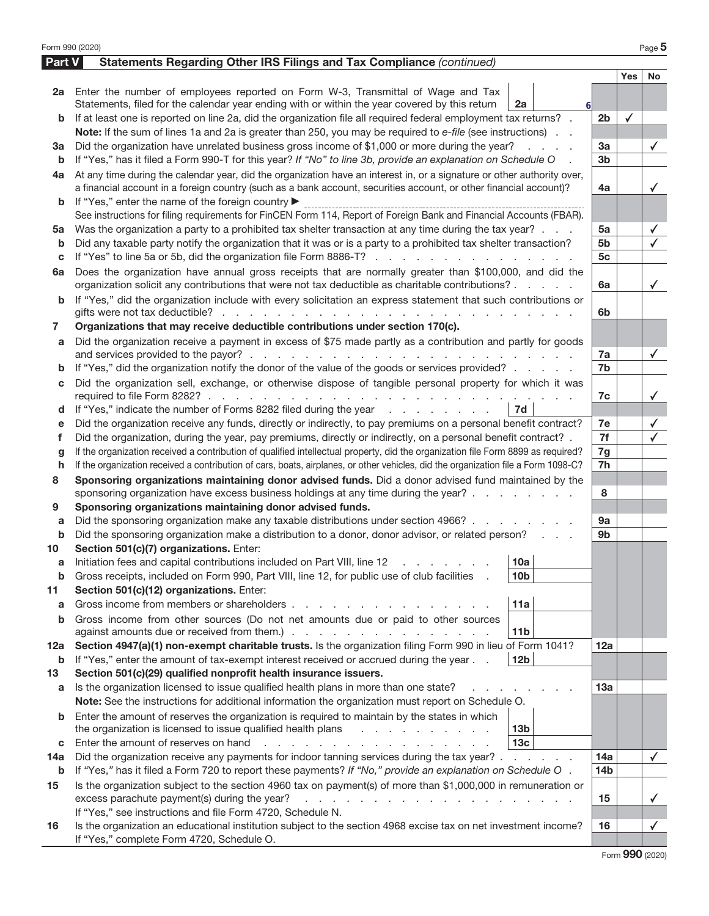Form 990 (2020)

## Part V — Statements Regarding Other IRS Filings and Tax Compliance *(continued)*

| | | | | Yes | No |
|---|---|---|---|---|---|
| **2a** | Enter the number of employees reported on Form W-3, Transmittal of Wage and Tax Statements, filed for the calendar year ending with or within the year covered by this return | 2a 6 | | | |
| **b** | If at least one is reported on line 2a, did the organization file all required federal employment tax returns? | | 2b | ✓ | |
| | **Note:** If the sum of lines 1a and 2a is greater than 250, you may be required to *e-file* (see instructions) | | | | |
| **3a** | Did the organization have unrelated business gross income of $1,000 or more during the year? | | 3a | | ✓ |
| **b** | If "Yes," has it filed a Form 990-T for this year? *If "No" to line 3b, provide an explanation on Schedule O* | | 3b | | |
| **4a** | At any time during the calendar year, did the organization have an interest in, or a signature or other authority over, a financial account in a foreign country (such as a bank account, securities account, or other financial account)? | | 4a | | ✓ |
| **b** | If "Yes," enter the name of the foreign country ▶ | | | | |
| | See instructions for filing requirements for FinCEN Form 114, Report of Foreign Bank and Financial Accounts (FBAR). | | | | |
| **5a** | Was the organization a party to a prohibited tax shelter transaction at any time during the tax year? | | 5a | | ✓ |
| **b** | Did any taxable party notify the organization that it was or is a party to a prohibited tax shelter transaction? | | 5b | | ✓ |
| **c** | If "Yes" to line 5a or 5b, did the organization file Form 8886-T? | | 5c | | |
| **6a** | Does the organization have annual gross receipts that are normally greater than $100,000, and did the organization solicit any contributions that were not tax deductible as charitable contributions? | | 6a | | ✓ |
| **b** | If "Yes," did the organization include with every solicitation an express statement that such contributions or gifts were not tax deductible? | | 6b | | |
| **7** | **Organizations that may receive deductible contributions under section 170(c).** | | | | |
| **a** | Did the organization receive a payment in excess of $75 made partly as a contribution and partly for goods and services provided to the payor? | | 7a | | ✓ |
| **b** | If "Yes," did the organization notify the donor of the value of the goods or services provided? | | 7b | | |
| **c** | Did the organization sell, exchange, or otherwise dispose of tangible personal property for which it was required to file Form 8282? | | 7c | | ✓ |
| **d** | If "Yes," indicate the number of Forms 8282 filed during the year | 7d | | | |
| **e** | Did the organization receive any funds, directly or indirectly, to pay premiums on a personal benefit contract? | | 7e | | ✓ |
| **f** | Did the organization, during the year, pay premiums, directly or indirectly, on a personal benefit contract? | | 7f | | ✓ |
| **g** | If the organization received a contribution of qualified intellectual property, did the organization file Form 8899 as required? | | 7g | | |
| **h** | If the organization received a contribution of cars, boats, airplanes, or other vehicles, did the organization file a Form 1098-C? | | 7h | | |
| **8** | **Sponsoring organizations maintaining donor advised funds.** Did a donor advised fund maintained by the sponsoring organization have excess business holdings at any time during the year? | | 8 | | |
| **9** | **Sponsoring organizations maintaining donor advised funds.** | | | | |
| **a** | Did the sponsoring organization make any taxable distributions under section 4966? | | 9a | | |
| **b** | Did the sponsoring organization make a distribution to a donor, donor advisor, or related person? | | 9b | | |
| **10** | **Section 501(c)(7) organizations.** Enter: | | | | |
| **a** | Initiation fees and capital contributions included on Part VIII, line 12 | 10a | | | |
| **b** | Gross receipts, included on Form 990, Part VIII, line 12, for public use of club facilities | 10b | | | |
| **11** | **Section 501(c)(12) organizations.** Enter: | | | | |
| **a** | Gross income from members or shareholders | 11a | | | |
| **b** | Gross income from other sources (Do not net amounts due or paid to other sources against amounts due or received from them.) | 11b | | | |
| **12a** | **Section 4947(a)(1) non-exempt charitable trusts.** Is the organization filing Form 990 in lieu of Form 1041? | | 12a | | |
| **b** | If "Yes," enter the amount of tax-exempt interest received or accrued during the year | 12b | | | |
| **13** | **Section 501(c)(29) qualified nonprofit health insurance issuers.** | | | | |
| **a** | Is the organization licensed to issue qualified health plans in more than one state? | | 13a | | |
| | **Note:** See the instructions for additional information the organization must report on Schedule O. | | | | |
| **b** | Enter the amount of reserves the organization is required to maintain by the states in which the organization is licensed to issue qualified health plans | 13b | | | |
| **c** | Enter the amount of reserves on hand | 13c | | | |
| **14a** | Did the organization receive any payments for indoor tanning services during the tax year? | | 14a | | ✓ |
| **b** | If "Yes," has it filed a Form 720 to report these payments? *If "No," provide an explanation on Schedule O* | | 14b | | |
| **15** | Is the organization subject to the section 4960 tax on payment(s) of more than $1,000,000 in remuneration or excess parachute payment(s) during the year? | | 15 | | ✓ |
| | If "Yes," see instructions and file Form 4720, Schedule N. | | | | |
| **16** | Is the organization an educational institution subject to the section 4968 excise tax on net investment income? | | 16 | | ✓ |
| | If "Yes," complete Form 4720, Schedule O. | | | | |

Form **990** (2020)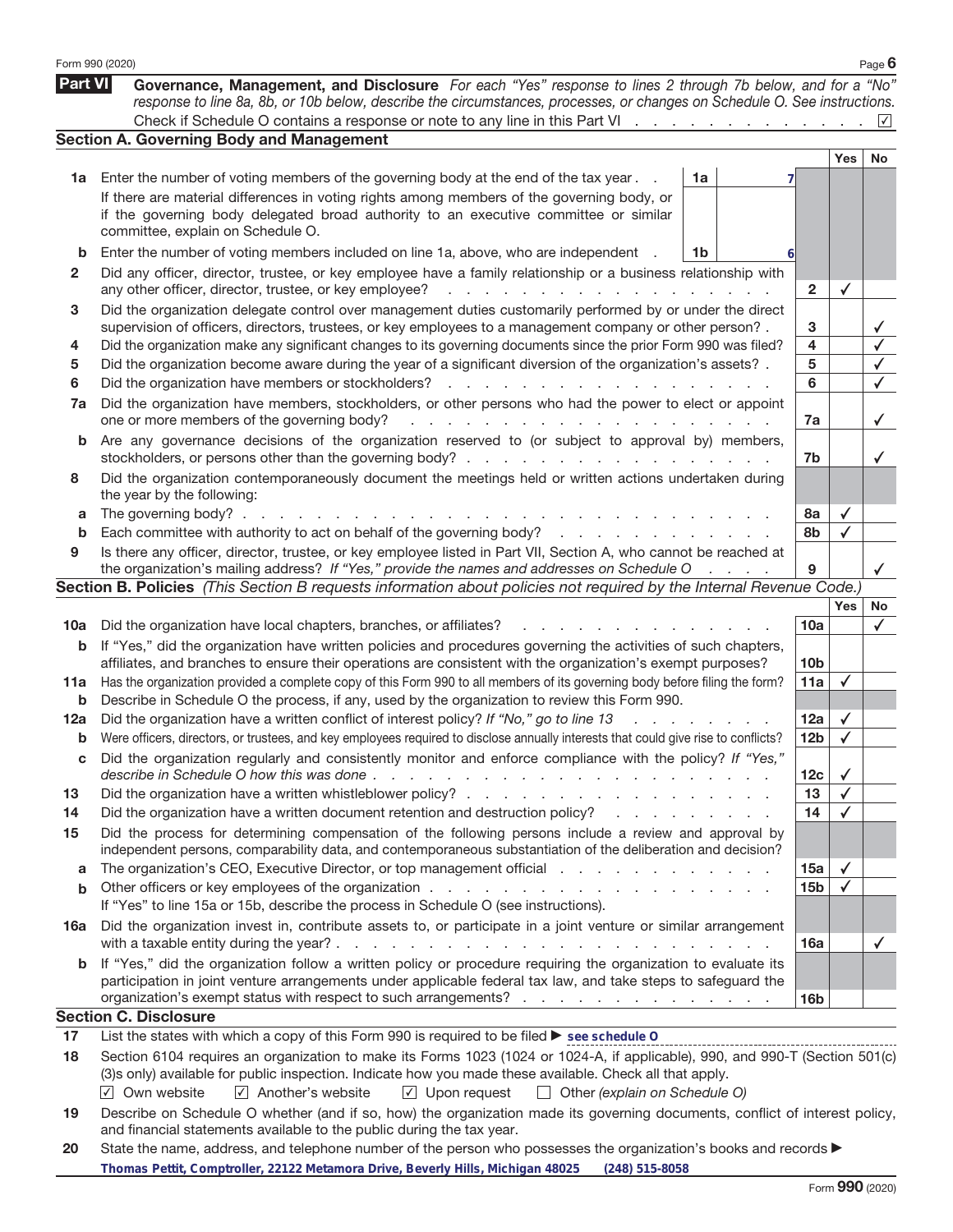Form 990 (2020)

## Part VI Governance, Management, and Disclosure

*For each "Yes" response to lines 2 through 7b below, and for a "No" response to line 8a, 8b, or 10b below, describe the circumstances, processes, or changes on Schedule O. See instructions.*

Check if Schedule O contains a response or note to any line in this Part VI . . . . . ☑

### Section A. Governing Body and Management

| | | | Yes | No |
|---|---|---|---|---|
| **1a** | Enter the number of voting members of the governing body at the end of the tax year . . **1a** 7<br>If there are material differences in voting rights among members of the governing body, or if the governing body delegated broad authority to an executive committee or similar committee, explain on Schedule O. | | | |
| **b** | Enter the number of voting members included on line 1a, above, who are independent . **1b** 6 | | | |
| **2** | Did any officer, director, trustee, or key employee have a family relationship or a business relationship with any other officer, director, trustee, or key employee? | 2 | ✓ | |
| **3** | Did the organization delegate control over management duties customarily performed by or under the direct supervision of officers, directors, trustees, or key employees to a management company or other person? . | 3 | | ✓ |
| **4** | Did the organization make any significant changes to its governing documents since the prior Form 990 was filed? | 4 | | ✓ |
| **5** | Did the organization become aware during the year of a significant diversion of the organization's assets? . | 5 | | ✓ |
| **6** | Did the organization have members or stockholders? | 6 | | ✓ |
| **7a** | Did the organization have members, stockholders, or other persons who had the power to elect or appoint one or more members of the governing body? | 7a | | ✓ |
| **b** | Are any governance decisions of the organization reserved to (or subject to approval by) members, stockholders, or persons other than the governing body? | 7b | | ✓ |
| **8** | Did the organization contemporaneously document the meetings held or written actions undertaken during the year by the following: | | | |
| **a** | The governing body? | 8a | ✓ | |
| **b** | Each committee with authority to act on behalf of the governing body? | 8b | ✓ | |
| **9** | Is there any officer, director, trustee, or key employee listed in Part VII, Section A, who cannot be reached at the organization's mailing address? *If "Yes," provide the names and addresses on Schedule O* | 9 | | ✓ |

### Section B. Policies *(This Section B requests information about policies not required by the Internal Revenue Code.)*

| | | | Yes | No |
|---|---|---|---|---|
| **10a** | Did the organization have local chapters, branches, or affiliates? | 10a | | ✓ |
| **b** | If "Yes," did the organization have written policies and procedures governing the activities of such chapters, affiliates, and branches to ensure their operations are consistent with the organization's exempt purposes? | 10b | | |
| **11a** | Has the organization provided a complete copy of this Form 990 to all members of its governing body before filing the form? | 11a | ✓ | |
| **b** | Describe in Schedule O the process, if any, used by the organization to review this Form 990. | | | |
| **12a** | Did the organization have a written conflict of interest policy? *If "No," go to line 13* | 12a | ✓ | |
| **b** | Were officers, directors, or trustees, and key employees required to disclose annually interests that could give rise to conflicts? | 12b | ✓ | |
| **c** | Did the organization regularly and consistently monitor and enforce compliance with the policy? *If "Yes," describe in Schedule O how this was done* | 12c | ✓ | |
| **13** | Did the organization have a written whistleblower policy? | 13 | ✓ | |
| **14** | Did the organization have a written document retention and destruction policy? | 14 | ✓ | |
| **15** | Did the process for determining compensation of the following persons include a review and approval by independent persons, comparability data, and contemporaneous substantiation of the deliberation and decision? | | | |
| **a** | The organization's CEO, Executive Director, or top management official | 15a | ✓ | |
| **b** | Other officers or key employees of the organization<br>If "Yes" to line 15a or 15b, describe the process in Schedule O (see instructions). | 15b | ✓ | |
| **16a** | Did the organization invest in, contribute assets to, or participate in a joint venture or similar arrangement with a taxable entity during the year? | 16a | | ✓ |
| **b** | If "Yes," did the organization follow a written policy or procedure requiring the organization to evaluate its participation in joint venture arrangements under applicable federal tax law, and take steps to safeguard the organization's exempt status with respect to such arrangements? | 16b | | |

### Section C. Disclosure

**17** List the states with which a copy of this Form 990 is required to be filed ▶ see schedule O

**18** Section 6104 requires an organization to make its Forms 1023 (1024 or 1024-A, if applicable), 990, and 990-T (Section 501(c)(3)s only) available for public inspection. Indicate how you made these available. Check all that apply.

☑ Own website ☑ Another's website ☑ Upon request ☐ Other *(explain on Schedule O)*

**19** Describe on Schedule O whether (and if so, how) the organization made its governing documents, conflict of interest policy, and financial statements available to the public during the tax year.

**20** State the name, address, and telephone number of the person who possesses the organization's books and records ▶

Thomas Pettit, Comptroller, 22122 Metamora Drive, Beverly Hills, Michigan 48025 (248) 515-8058

Form **990** (2020)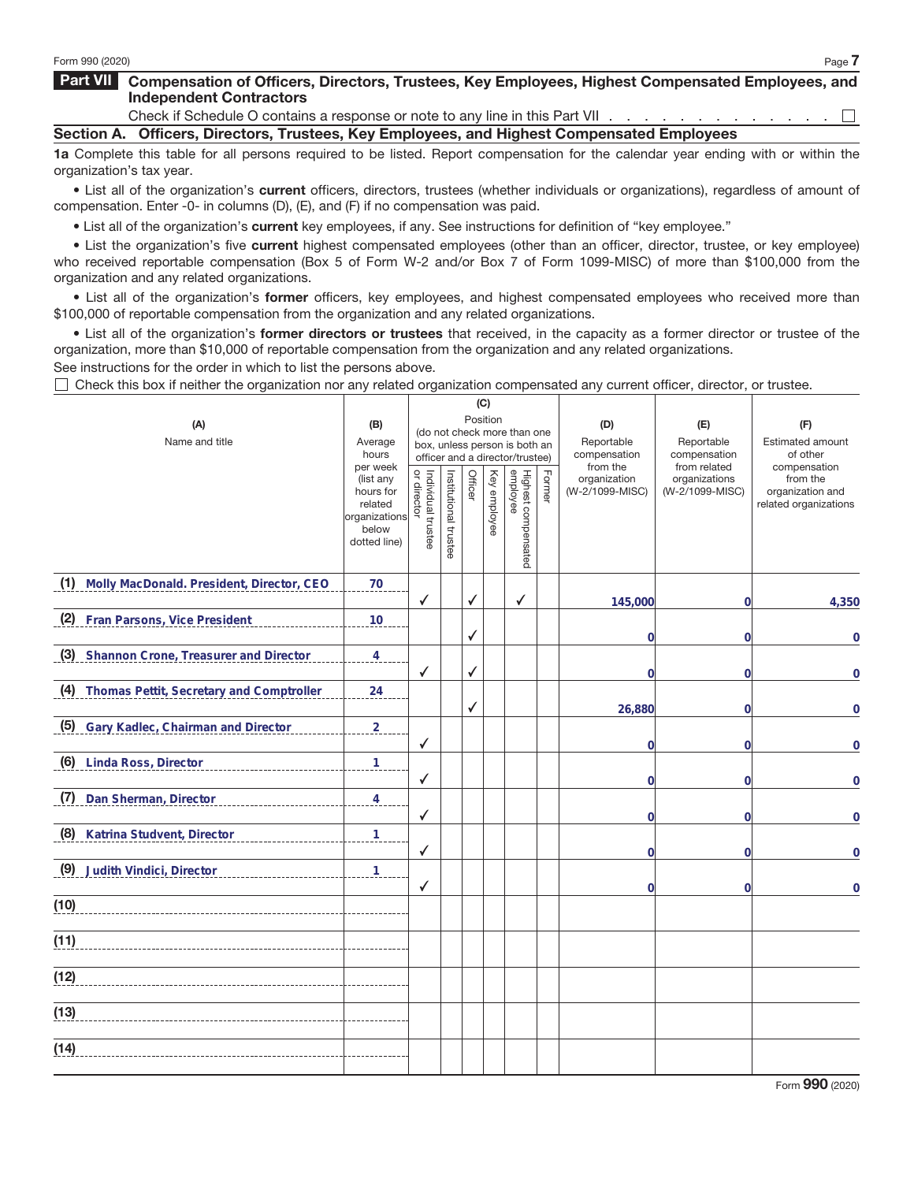## Part VII Compensation of Officers, Directors, Trustees, Key Employees, Highest Compensated Employees, and Independent Contractors

Check if Schedule O contains a response or note to any line in this Part VII . . . . . . . . . . . . . . ☐

### Section A. Officers, Directors, Trustees, Key Employees, and Highest Compensated Employees

**1a** Complete this table for all persons required to be listed. Report compensation for the calendar year ending with or within the organization's tax year.

- List all of the organization's **current** officers, directors, trustees (whether individuals or organizations), regardless of amount of compensation. Enter -0- in columns (D), (E), and (F) if no compensation was paid.
- List all of the organization's **current** key employees, if any. See instructions for definition of "key employee."
- List the organization's five **current** highest compensated employees (other than an officer, director, trustee, or key employee) who received reportable compensation (Box 5 of Form W-2 and/or Box 7 of Form 1099-MISC) of more than $100,000 from the organization and any related organizations.
- List all of the organization's **former** officers, key employees, and highest compensated employees who received more than $100,000 of reportable compensation from the organization and any related organizations.
- List all of the organization's **former directors or trustees** that received, in the capacity as a former director or trustee of the organization, more than $10,000 of reportable compensation from the organization and any related organizations.

See instructions for the order in which to list the persons above.

☐ Check this box if neither the organization nor any related organization compensated any current officer, director, or trustee.

| (A) Name and title | (B) Average hours per week (list any hours for related organizations below dotted line) | (C) Position (do not check more than one box, unless person is both an officer and a director/trustee) | | | | | | (D) Reportable compensation from the organization (W-2/1099-MISC) | (E) Reportable compensation from related organizations (W-2/1099-MISC) | (F) Estimated amount of other compensation from the organization and related organizations |
|---|---|---|---|---|---|---|---|---|---|---|
| | | Individual trustee or director | Institutional trustee | Officer | Key employee | Highest compensated employee | Former | | | |
| (1) Molly MacDonald. President, Director, CEO | 70 | ✓ | | ✓ | | ✓ | | 145,000 | 0 | 4,350 |
| (2) Fran Parsons, Vice President | 10 | | | ✓ | | | | 0 | 0 | 0 |
| (3) Shannon Crone, Treasurer and Director | 4 | ✓ | | ✓ | | | | 0 | 0 | 0 |
| (4) Thomas Pettit, Secretary and Comptroller | 24 | | | ✓ | | | | 26,880 | 0 | 0 |
| (5) Gary Kadlec, Chairman and Director | 2 | ✓ | | | | | | 0 | 0 | 0 |
| (6) Linda Ross, Director | 1 | ✓ | | | | | | 0 | 0 | 0 |
| (7) Dan Sherman, Director | 4 | ✓ | | | | | | 0 | 0 | 0 |
| (8) Katrina Studvent, Director | 1 | ✓ | | | | | | 0 | 0 | 0 |
| (9) Judith Vindici, Director | 1 | ✓ | | | | | | 0 | 0 | 0 |
| (10) | | | | | | | | | | |
| (11) | | | | | | | | | | |
| (12) | | | | | | | | | | |
| (13) | | | | | | | | | | |
| (14) | | | | | | | | | | |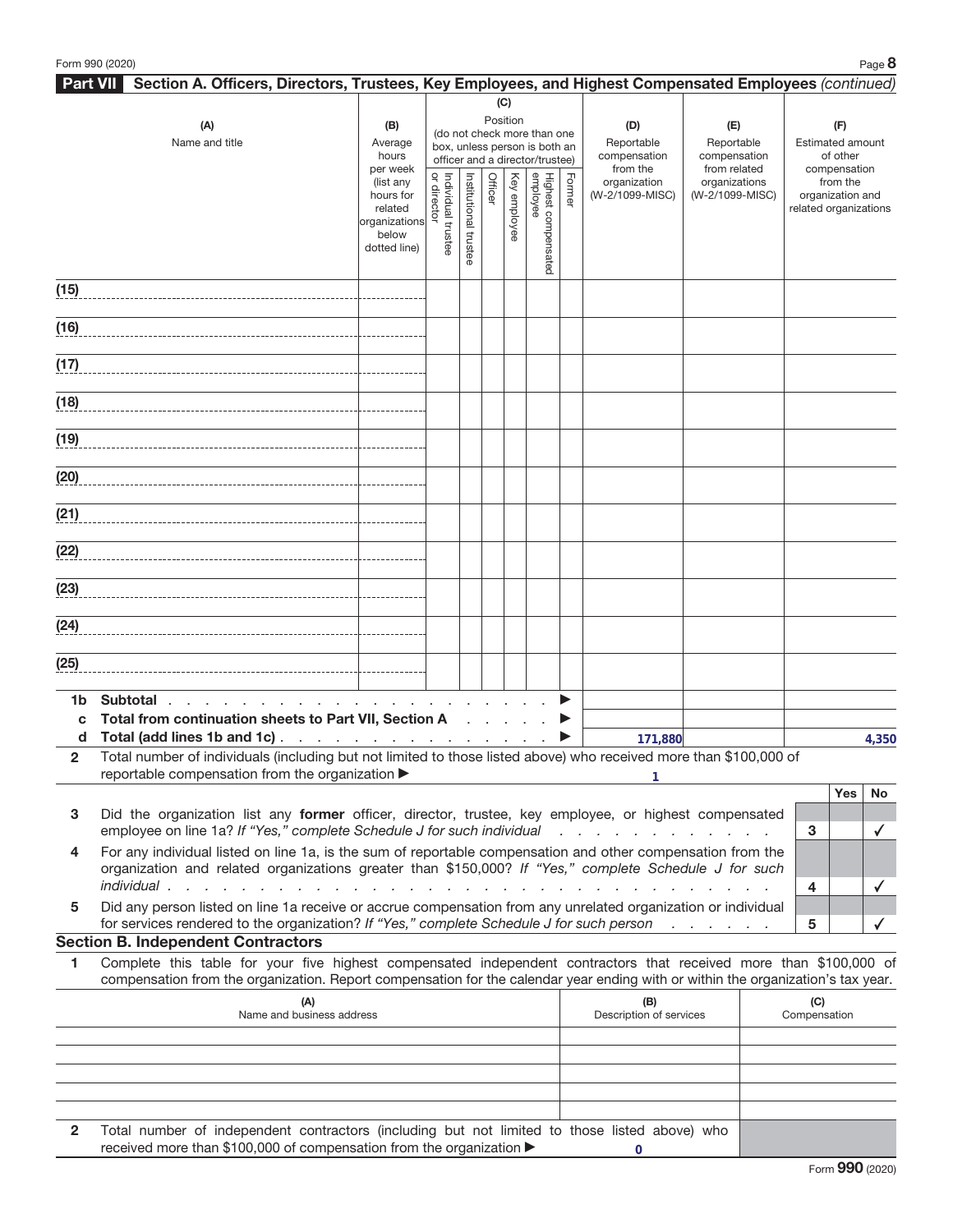## Part VII Section A. Officers, Directors, Trustees, Key Employees, and Highest Compensated Employees *(continued)*

| (A) Name and title | (B) Average hours per week (list any hours for related organizations below dotted line) | (C) Position (do not check more than one box, unless person is both an officer and a director/trustee): Individual trustee or director | Institutional trustee | Officer | Key employee | Highest compensated employee | Former | (D) Reportable compensation from the organization (W-2/1099-MISC) | (E) Reportable compensation from related organizations (W-2/1099-MISC) | (F) Estimated amount of other compensation from the organization and related organizations |
|---|---|---|---|---|---|---|---|---|---|---|
| (15) | | | | | | | | | | |
| (16) | | | | | | | | | | |
| (17) | | | | | | | | | | |
| (18) | | | | | | | | | | |
| (19) | | | | | | | | | | |
| (20) | | | | | | | | | | |
| (21) | | | | | | | | | | |
| (22) | | | | | | | | | | |
| (23) | | | | | | | | | | |
| (24) | | | | | | | | | | |
| (25) | | | | | | | | | | |

| | | (D) | (E) | (F) |
|---|---|---|---|---|
| 1b | Subtotal ▶ | | | |
| c | Total from continuation sheets to Part VII, Section A ▶ | | | |
| d | Total (add lines 1b and 1c) ▶ | 171,880 | | 4,350 |

2 Total number of individuals (including but not limited to those listed above) who received more than $100,000 of reportable compensation from the organization ▶ 1

| | | | Yes | No |
|---|---|---|---|---|
| 3 | Did the organization list any **former** officer, director, trustee, key employee, or highest compensated employee on line 1a? *If "Yes," complete Schedule J for such individual* | 3 | | ✓ |
| 4 | For any individual listed on line 1a, is the sum of reportable compensation and other compensation from the organization and related organizations greater than $150,000? *If "Yes," complete Schedule J for such individual* | 4 | | ✓ |
| 5 | Did any person listed on line 1a receive or accrue compensation from any unrelated organization or individual for services rendered to the organization? *If "Yes," complete Schedule J for such person* | 5 | | ✓ |

### Section B. Independent Contractors

1 Complete this table for your five highest compensated independent contractors that received more than $100,000 of compensation from the organization. Report compensation for the calendar year ending with or within the organization's tax year.

| (A) Name and business address | (B) Description of services | (C) Compensation |
|---|---|---|
| | | |
| | | |
| | | |
| | | |
| | | |

2 Total number of independent contractors (including but not limited to those listed above) who received more than $100,000 of compensation from the organization ▶ 0

Form **990** (2020)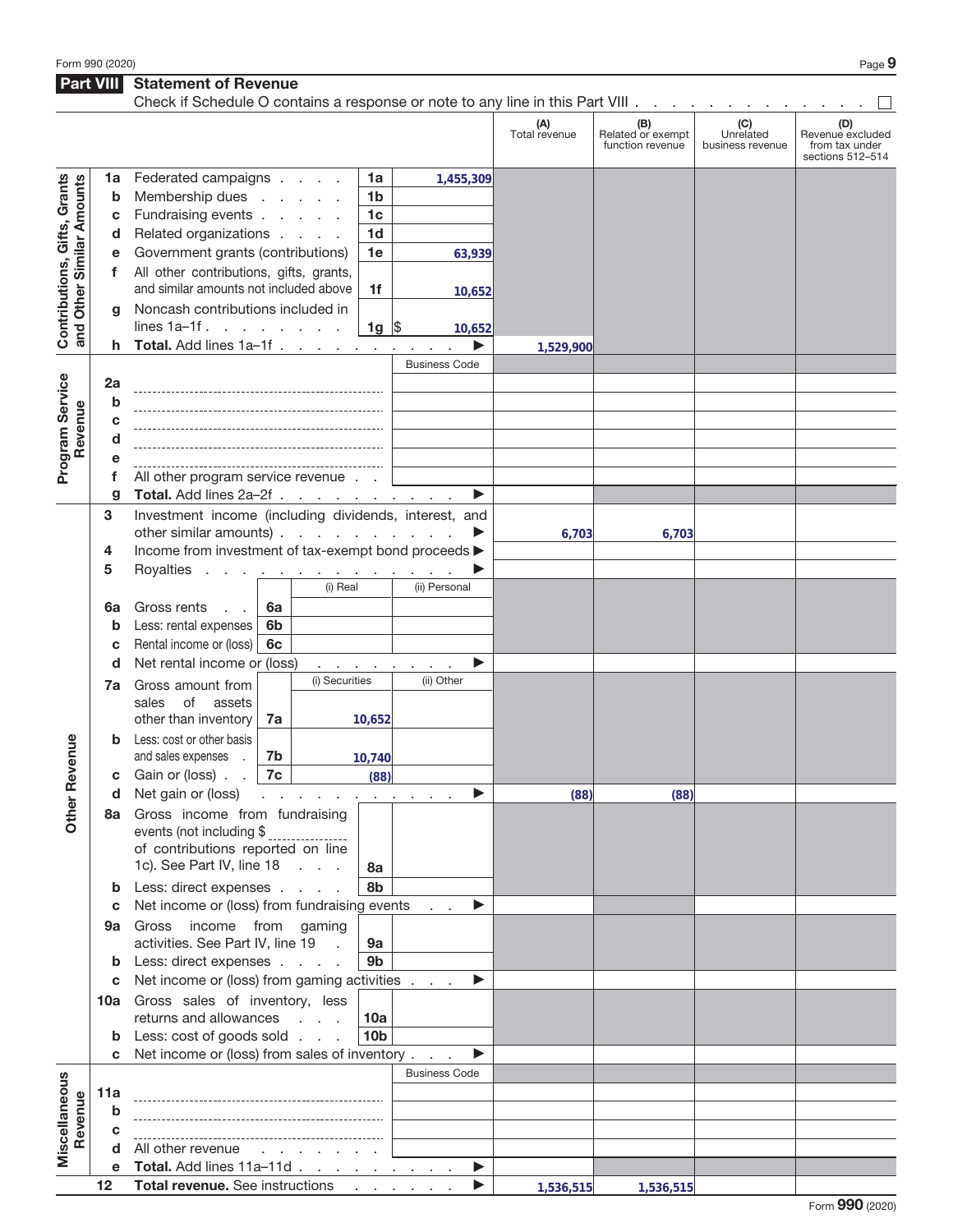## Part VIII Statement of Revenue

Check if Schedule O contains a response or note to any line in this Part VIII . . . . . . . . . . . . . . ☐

| | | | | (A) Total revenue | (B) Related or exempt function revenue | (C) Unrelated business revenue | (D) Revenue excluded from tax under sections 512–514 |
|---|---|---|---|---|---|---|---|
| **Contributions, Gifts, Grants and Other Similar Amounts** | 1a Federated campaigns | 1a | 1,455,309 | | | | |
| | b Membership dues | 1b | | | | | |
| | c Fundraising events | 1c | | | | | |
| | d Related organizations | 1d | | | | | |
| | e Government grants (contributions) | 1e | 63,939 | | | | |
| | f All other contributions, gifts, grants, and similar amounts not included above | 1f | 10,652 | | | | |
| | g Noncash contributions included in lines 1a–1f | 1g | $ 10,652 | | | | |
| | h **Total.** Add lines 1a–1f ▶ | | | 1,529,900 | | | |
| **Program Service Revenue** | | | Business Code | | | | |
| | 2a | | | | | | |
| | b | | | | | | |
| | c | | | | | | |
| | d | | | | | | |
| | e | | | | | | |
| | f All other program service revenue | | | | | | |
| | g **Total.** Add lines 2a–2f ▶ | | | | | | |
| **Other Revenue** | 3 Investment income (including dividends, interest, and other similar amounts) ▶ | | | 6,703 | 6,703 | | |
| | 4 Income from investment of tax-exempt bond proceeds ▶ | | | | | | |
| | 5 Royalties ▶ | | | | | | |
| | | (i) Real | (ii) Personal | | | | |
| | 6a Gross rents | 6a | | | | | |
| | b Less: rental expenses | 6b | | | | | |
| | c Rental income or (loss) | 6c | | | | | |
| | d Net rental income or (loss) ▶ | | | | | | |
| | | (i) Securities | (ii) Other | | | | |
| | 7a Gross amount from sales of assets other than inventory | 7a 10,652 | | | | | |
| | b Less: cost or other basis and sales expenses | 7b 10,740 | | | | | |
| | c Gain or (loss) | 7c (88) | | | | | |
| | d Net gain or (loss) ▶ | | | (88) | (88) | | |
| | 8a Gross income from fundraising events (not including $ ________ of contributions reported on line 1c). See Part IV, line 18 | 8a | | | | | |
| | b Less: direct expenses | 8b | | | | | |
| | c Net income or (loss) from fundraising events ▶ | | | | | | |
| | 9a Gross income from gaming activities. See Part IV, line 19 | 9a | | | | | |
| | b Less: direct expenses | 9b | | | | | |
| | c Net income or (loss) from gaming activities ▶ | | | | | | |
| | 10a Gross sales of inventory, less returns and allowances | 10a | | | | | |
| | b Less: cost of goods sold | 10b | | | | | |
| | c Net income or (loss) from sales of inventory ▶ | | | | | | |
| **Miscellaneous Revenue** | | | Business Code | | | | |
| | 11a | | | | | | |
| | b | | | | | | |
| | c | | | | | | |
| | d All other revenue | | | | | | |
| | e **Total.** Add lines 11a–11d ▶ | | | | | | |
| | 12 **Total revenue.** See instructions ▶ | | | 1,536,515 | 1,536,515 | | |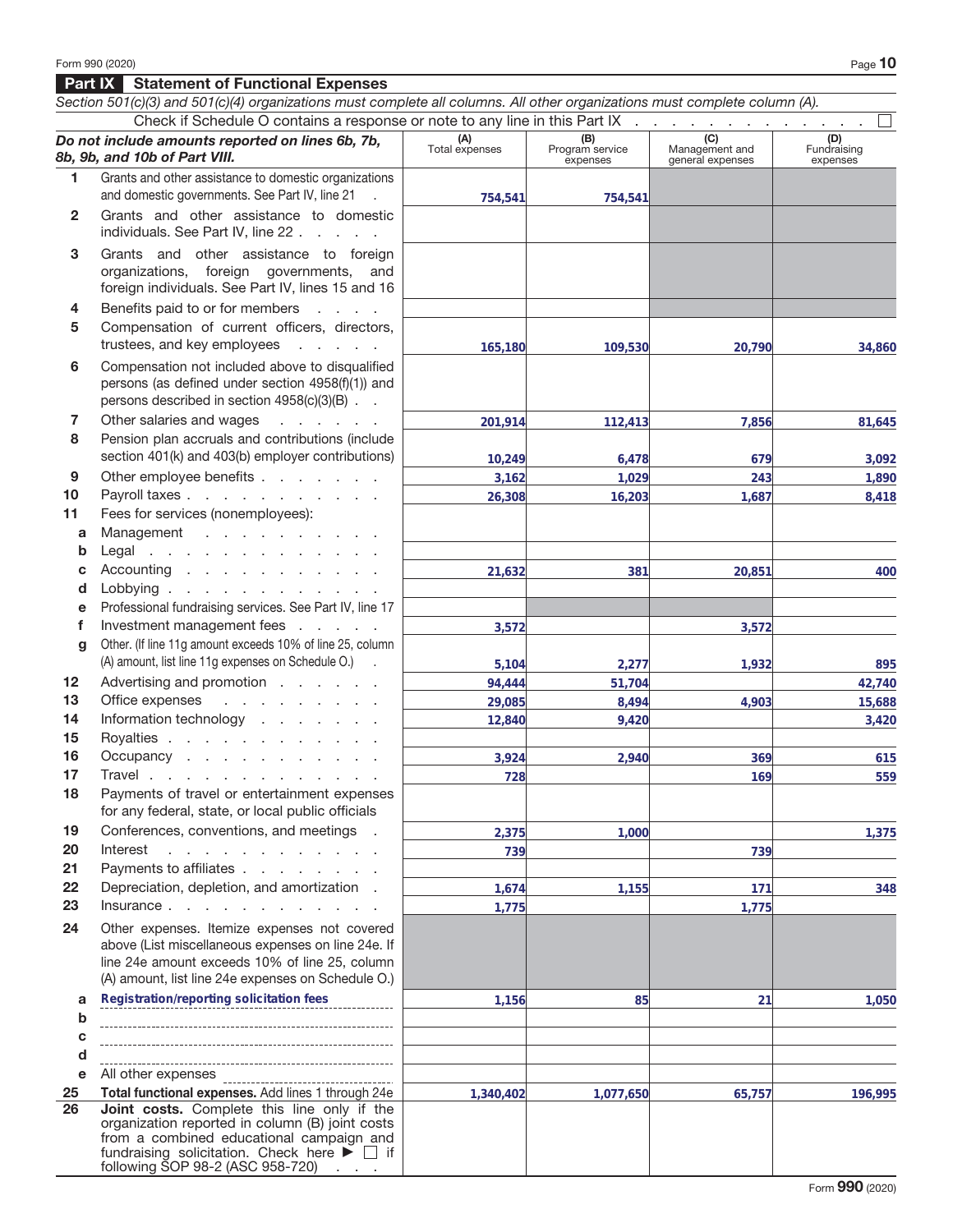## Part IX Statement of Functional Expenses

*Section 501(c)(3) and 501(c)(4) organizations must complete all columns. All other organizations must complete column (A).*

Check if Schedule O contains a response or note to any line in this Part IX . . . . . . . . . . . . . ☐

| *Do not include amounts reported on lines 6b, 7b, 8b, 9b, and 10b of Part VIII.* | (A) Total expenses | (B) Program service expenses | (C) Management and general expenses | (D) Fundraising expenses |
|---|---|---|---|---|
| 1 Grants and other assistance to domestic organizations and domestic governments. See Part IV, line 21 | 754,541 | 754,541 | | |
| 2 Grants and other assistance to domestic individuals. See Part IV, line 22 | | | | |
| 3 Grants and other assistance to foreign organizations, foreign governments, and foreign individuals. See Part IV, lines 15 and 16 | | | | |
| 4 Benefits paid to or for members | | | | |
| 5 Compensation of current officers, directors, trustees, and key employees | 165,180 | 109,530 | 20,790 | 34,860 |
| 6 Compensation not included above to disqualified persons (as defined under section 4958(f)(1)) and persons described in section 4958(c)(3)(B) | | | | |
| 7 Other salaries and wages | 201,914 | 112,413 | 7,856 | 81,645 |
| 8 Pension plan accruals and contributions (include section 401(k) and 403(b) employer contributions) | 10,249 | 6,478 | 679 | 3,092 |
| 9 Other employee benefits | 3,162 | 1,029 | 243 | 1,890 |
| 10 Payroll taxes | 26,308 | 16,203 | 1,687 | 8,418 |
| 11 Fees for services (nonemployees): | | | | |
| a Management | | | | |
| b Legal | | | | |
| c Accounting | 21,632 | 381 | 20,851 | 400 |
| d Lobbying | | | | |
| e Professional fundraising services. See Part IV, line 17 | | | | |
| f Investment management fees | 3,572 | | 3,572 | |
| g Other. (If line 11g amount exceeds 10% of line 25, column (A) amount, list line 11g expenses on Schedule O.) | 5,104 | 2,277 | 1,932 | 895 |
| 12 Advertising and promotion | 94,444 | 51,704 | | 42,740 |
| 13 Office expenses | 29,085 | 8,494 | 4,903 | 15,688 |
| 14 Information technology | 12,840 | 9,420 | | 3,420 |
| 15 Royalties | | | | |
| 16 Occupancy | 3,924 | 2,940 | 369 | 615 |
| 17 Travel | 728 | | 169 | 559 |
| 18 Payments of travel or entertainment expenses for any federal, state, or local public officials | | | | |
| 19 Conferences, conventions, and meetings | 2,375 | 1,000 | | 1,375 |
| 20 Interest | 739 | | 739 | |
| 21 Payments to affiliates | | | | |
| 22 Depreciation, depletion, and amortization | 1,674 | 1,155 | 171 | 348 |
| 23 Insurance | 1,775 | | 1,775 | |
| 24 Other expenses. Itemize expenses not covered above (List miscellaneous expenses on line 24e. If line 24e amount exceeds 10% of line 25, column (A) amount, list line 24e expenses on Schedule O.) | | | | |
| a Registration/reporting solicitation fees | 1,156 | 85 | 21 | 1,050 |
| b | | | | |
| c | | | | |
| d | | | | |
| e All other expenses | | | | |
| 25 **Total functional expenses.** Add lines 1 through 24e | 1,340,402 | 1,077,650 | 65,757 | 196,995 |
| 26 **Joint costs.** Complete this line only if the organization reported in column (B) joint costs from a combined educational campaign and fundraising solicitation. Check here ▶ ☐ if following SOP 98-2 (ASC 958-720) | | | | |

Form **990** (2020)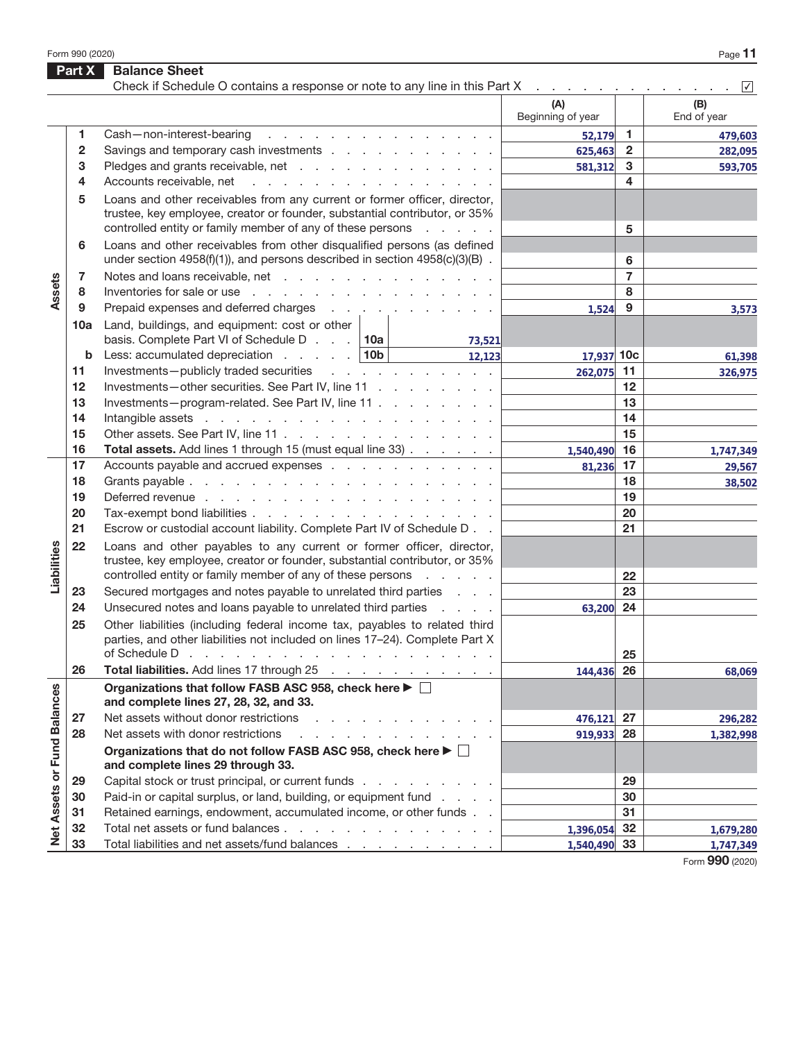Form 990 (2020)

## Part X Balance Sheet

Check if Schedule O contains a response or note to any line in this Part X . . . . . . . . . . . . . . ☑

| | | | | (A) Beginning of year | | (B) End of year |
|---|---|---|---|---|---|---|
| **Assets** | 1 | Cash—non-interest-bearing | | 52,179 | 1 | 479,603 |
| | 2 | Savings and temporary cash investments | | 625,463 | 2 | 282,095 |
| | 3 | Pledges and grants receivable, net | | 581,312 | 3 | 593,705 |
| | 4 | Accounts receivable, net | | | 4 | |
| | 5 | Loans and other receivables from any current or former officer, director, trustee, key employee, creator or founder, substantial contributor, or 35% controlled entity or family member of any of these persons | | | 5 | |
| | 6 | Loans and other receivables from other disqualified persons (as defined under section 4958(f)(1)), and persons described in section 4958(c)(3)(B) | | | 6 | |
| | 7 | Notes and loans receivable, net | | | 7 | |
| | 8 | Inventories for sale or use | | | 8 | |
| | 9 | Prepaid expenses and deferred charges | | 1,524 | 9 | 3,573 |
| | 10a | Land, buildings, and equipment: cost or other basis. Complete Part VI of Schedule D | 10a 73,521 | | | |
| | b | Less: accumulated depreciation | 10b 12,123 | 17,937 | 10c | 61,398 |
| | 11 | Investments—publicly traded securities | | 262,075 | 11 | 326,975 |
| | 12 | Investments—other securities. See Part IV, line 11 | | | 12 | |
| | 13 | Investments—program-related. See Part IV, line 11 | | | 13 | |
| | 14 | Intangible assets | | | 14 | |
| | 15 | Other assets. See Part IV, line 11 | | | 15 | |
| | 16 | **Total assets.** Add lines 1 through 15 (must equal line 33) | | 1,540,490 | 16 | 1,747,349 |
| **Liabilities** | 17 | Accounts payable and accrued expenses | | 81,236 | 17 | 29,567 |
| | 18 | Grants payable | | | 18 | 38,502 |
| | 19 | Deferred revenue | | | 19 | |
| | 20 | Tax-exempt bond liabilities | | | 20 | |
| | 21 | Escrow or custodial account liability. Complete Part IV of Schedule D | | | 21 | |
| | 22 | Loans and other payables to any current or former officer, director, trustee, key employee, creator or founder, substantial contributor, or 35% controlled entity or family member of any of these persons | | | 22 | |
| | 23 | Secured mortgages and notes payable to unrelated third parties | | | 23 | |
| | 24 | Unsecured notes and loans payable to unrelated third parties | | 63,200 | 24 | |
| | 25 | Other liabilities (including federal income tax, payables to related third parties, and other liabilities not included on lines 17–24). Complete Part X of Schedule D | | | 25 | |
| | 26 | **Total liabilities.** Add lines 17 through 25 | | 144,436 | 26 | 68,069 |
| **Net Assets or Fund Balances** | | **Organizations that follow FASB ASC 958, check here ▶ ☐ and complete lines 27, 28, 32, and 33.** | | | | |
| | 27 | Net assets without donor restrictions | | 476,121 | 27 | 296,282 |
| | 28 | Net assets with donor restrictions | | 919,933 | 28 | 1,382,998 |
| | | **Organizations that do not follow FASB ASC 958, check here ▶ ☐ and complete lines 29 through 33.** | | | | |
| | 29 | Capital stock or trust principal, or current funds | | | 29 | |
| | 30 | Paid-in or capital surplus, or land, building, or equipment fund | | | 30 | |
| | 31 | Retained earnings, endowment, accumulated income, or other funds | | | 31 | |
| | 32 | Total net assets or fund balances | | 1,396,054 | 32 | 1,679,280 |
| | 33 | Total liabilities and net assets/fund balances | | 1,540,490 | 33 | 1,747,349 |

Form **990** (2020)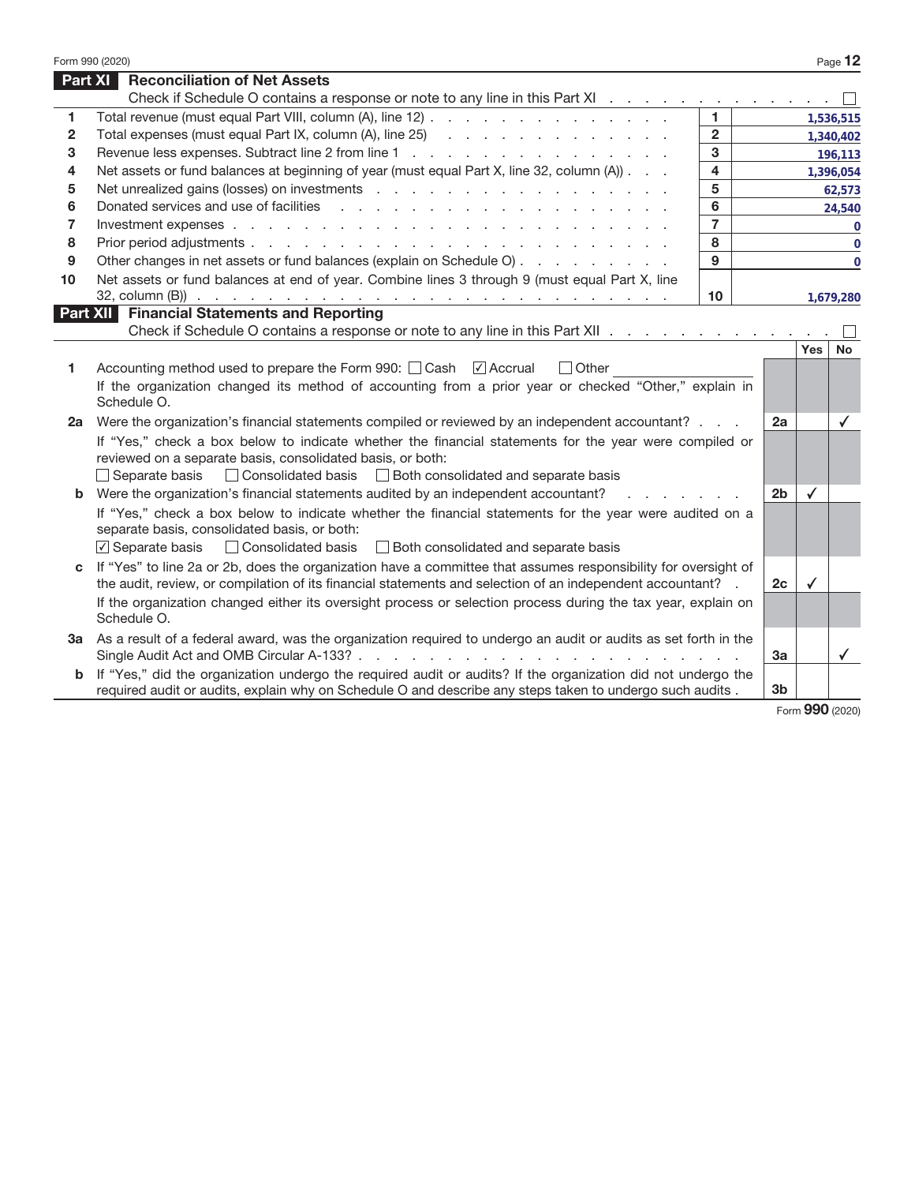## Part XI Reconciliation of Net Assets

Check if Schedule O contains a response or note to any line in this Part XI . . . . . . . . . . . . . ☐

| | | | |
|---|---|---|---|
| 1 | Total revenue (must equal Part VIII, column (A), line 12) | 1 | 1,536,515 |
| 2 | Total expenses (must equal Part IX, column (A), line 25) | 2 | 1,340,402 |
| 3 | Revenue less expenses. Subtract line 2 from line 1 | 3 | 196,113 |
| 4 | Net assets or fund balances at beginning of year (must equal Part X, line 32, column (A)) | 4 | 1,396,054 |
| 5 | Net unrealized gains (losses) on investments | 5 | 62,573 |
| 6 | Donated services and use of facilities | 6 | 24,540 |
| 7 | Investment expenses | 7 | 0 |
| 8 | Prior period adjustments | 8 | 0 |
| 9 | Other changes in net assets or fund balances (explain on Schedule O) | 9 | 0 |
| 10 | Net assets or fund balances at end of year. Combine lines 3 through 9 (must equal Part X, line 32, column (B)) | 10 | 1,679,280 |

## Part XII Financial Statements and Reporting

Check if Schedule O contains a response or note to any line in this Part XII . . . . . . . . . . . . . ☐

| | | | Yes | No |
|---|---|---|---|---|
| 1 | Accounting method used to prepare the Form 990: ☐ Cash ☑ Accrual ☐ Other<br>If the organization changed its method of accounting from a prior year or checked "Other," explain in Schedule O. | | | |
| 2a | Were the organization's financial statements compiled or reviewed by an independent accountant? | 2a | | ✓ |
| | If "Yes," check a box below to indicate whether the financial statements for the year were compiled or reviewed on a separate basis, consolidated basis, or both:<br>☐ Separate basis ☐ Consolidated basis ☐ Both consolidated and separate basis | | | |
| b | Were the organization's financial statements audited by an independent accountant? | 2b | ✓ | |
| | If "Yes," check a box below to indicate whether the financial statements for the year were audited on a separate basis, consolidated basis, or both:<br>☑ Separate basis ☐ Consolidated basis ☐ Both consolidated and separate basis | | | |
| c | If "Yes" to line 2a or 2b, does the organization have a committee that assumes responsibility for oversight of the audit, review, or compilation of its financial statements and selection of an independent accountant? | 2c | ✓ | |
| | If the organization changed either its oversight process or selection process during the tax year, explain on Schedule O. | | | |
| 3a | As a result of a federal award, was the organization required to undergo an audit or audits as set forth in the Single Audit Act and OMB Circular A-133? | 3a | | ✓ |
| b | If "Yes," did the organization undergo the required audit or audits? If the organization did not undergo the required audit or audits, explain why on Schedule O and describe any steps taken to undergo such audits | 3b | | |

Form 990 (2020)